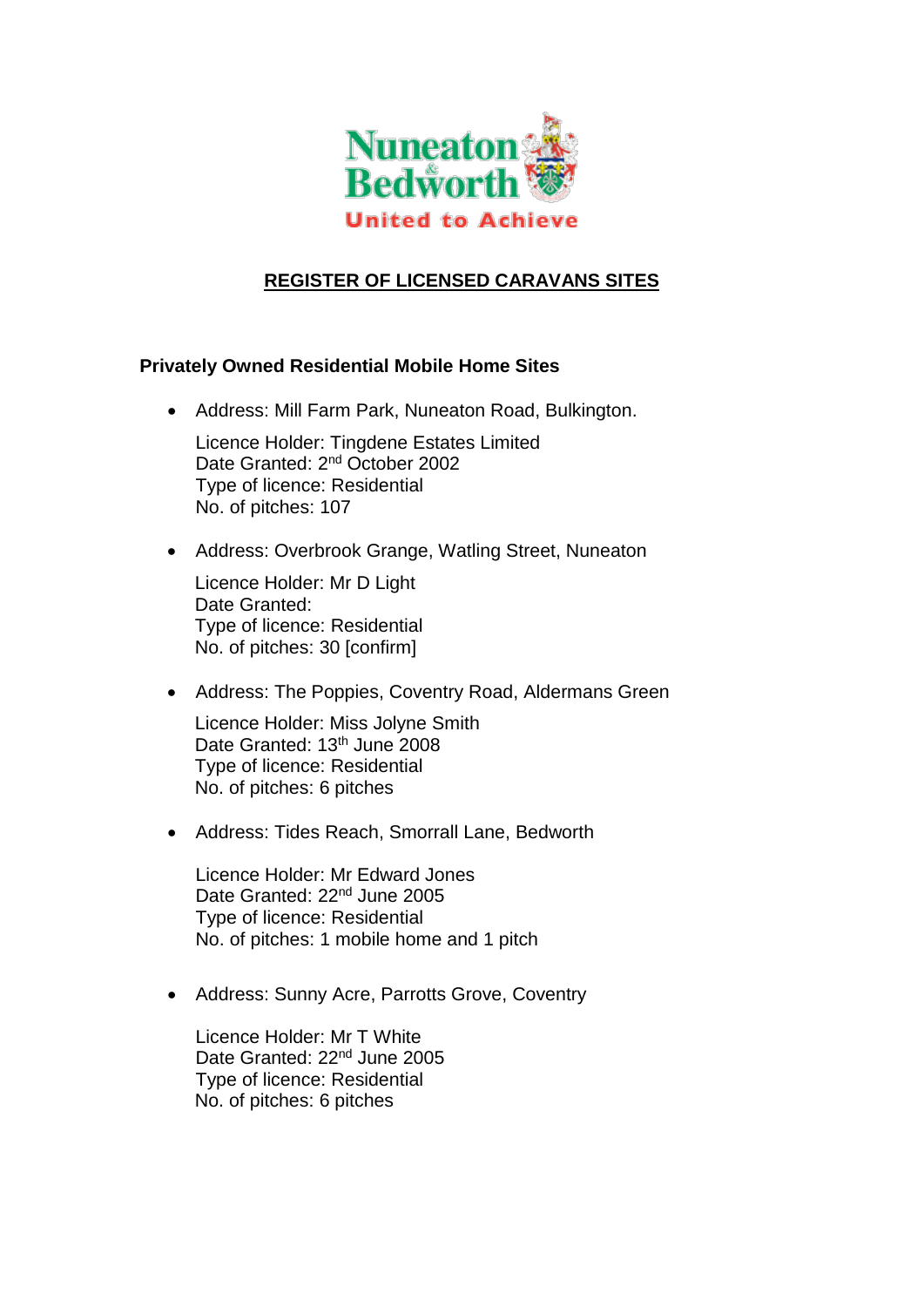Nuneaton & Bedworth

United to Achieve

# REGISTER OF LICENSED CARAVANS SITES

## Privately Owned Residential Mobile Home Sites

- Address: Mill Farm Park, Nuneaton Road, Bulkington.

  Licence Holder: Tingdene Estates Limited
  Date Granted: 2nd October 2002
  Type of licence: Residential
  No. of pitches: 107

- Address: Overbrook Grange, Watling Street, Nuneaton

  Licence Holder: Mr D Light
  Date Granted:
  Type of licence: Residential
  No. of pitches: 30 [confirm]

- Address: The Poppies, Coventry Road, Aldermans Green

  Licence Holder: Miss Jolyne Smith
  Date Granted: 13th June 2008
  Type of licence: Residential
  No. of pitches: 6 pitches

- Address: Tides Reach, Smorrall Lane, Bedworth

  Licence Holder: Mr Edward Jones
  Date Granted: 22nd June 2005
  Type of licence: Residential
  No. of pitches: 1 mobile home and 1 pitch

- Address: Sunny Acre, Parrotts Grove, Coventry

  Licence Holder: Mr T White
  Date Granted: 22nd June 2005
  Type of licence: Residential
  No. of pitches: 6 pitches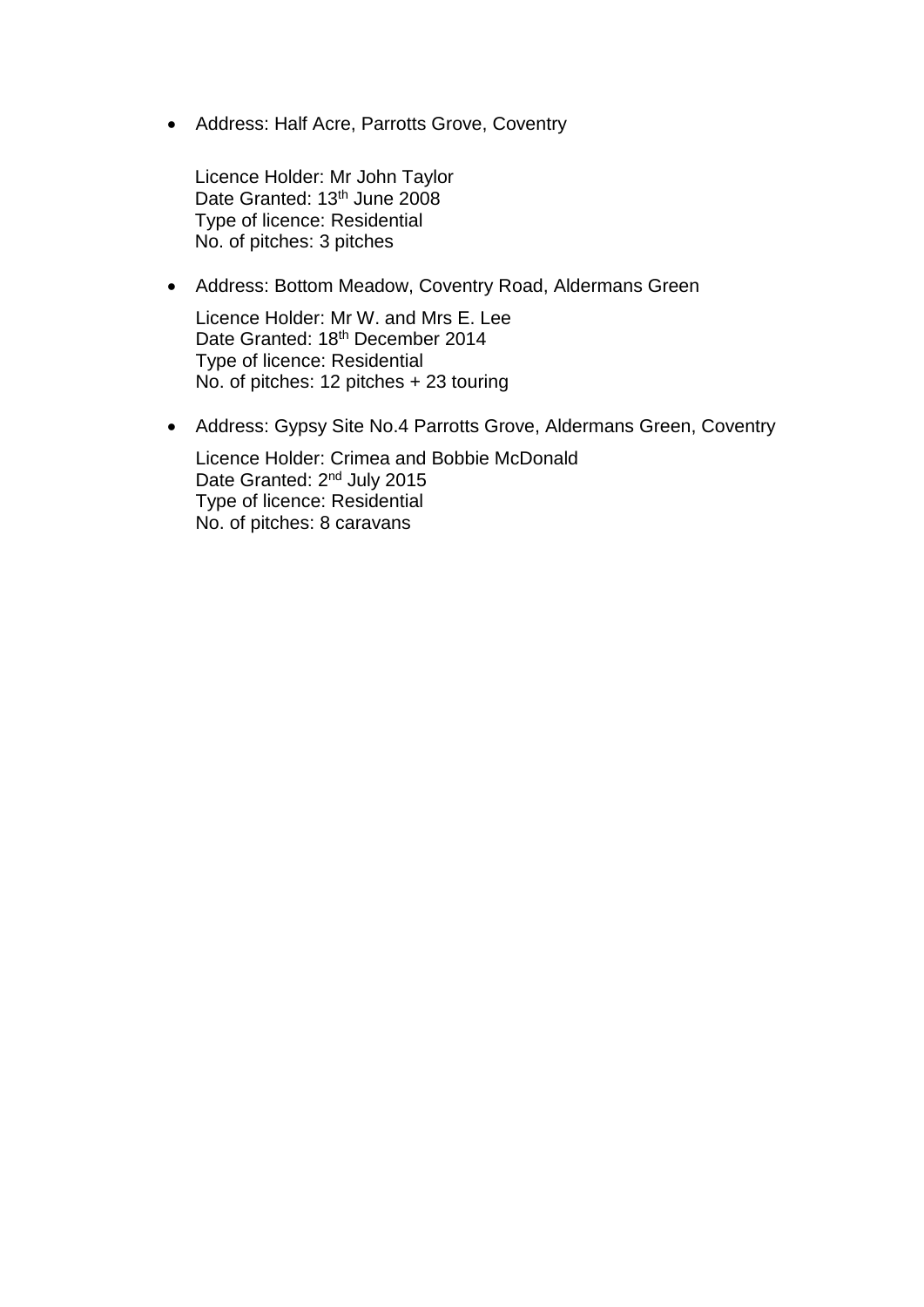- Address: Half Acre, Parrotts Grove, Coventry

  Licence Holder: Mr John Taylor
  Date Granted: 13th June 2008
  Type of licence: Residential
  No. of pitches: 3 pitches

- Address: Bottom Meadow, Coventry Road, Aldermans Green

  Licence Holder: Mr W. and Mrs E. Lee
  Date Granted: 18th December 2014
  Type of licence: Residential
  No. of pitches: 12 pitches + 23 touring

- Address: Gypsy Site No.4 Parrotts Grove, Aldermans Green, Coventry

  Licence Holder: Crimea and Bobbie McDonald
  Date Granted: 2nd July 2015
  Type of licence: Residential
  No. of pitches: 8 caravans